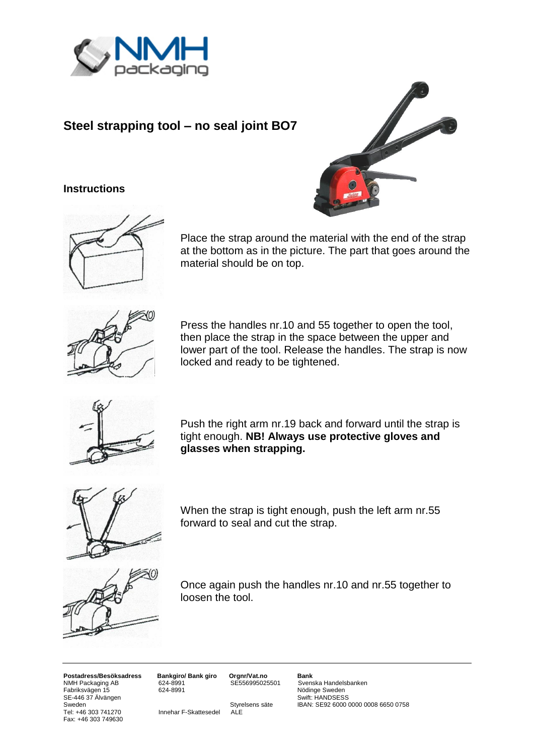## Steel strapping tool – no seal joint BO7

### Instructions

Place the strap around the material with the end of the strap at the bottom as in the picture. The part that goes around the material should be on top.

Press the handles nr.10 and 55 together to open the tool, then place the strap in the space between the upper and lower part of the tool. Release the handles. The strap is now locked and ready to be tightened.

Push the right arm nr.19 back and forward until the strap is tight enough. **NB! Always use protective gloves and glasses when strapping.**

When the strap is tight enough, push the left arm nr.55 forward to seal and cut the strap.

Once again push the handles nr.10 and nr.55 together to loosen the tool.

---

**Postadress/Besöksadress**
NMH Packaging AB
Fabriksvägen 15
SE-446 37 Älvängen
Sweden
Tel: +46 303 741270
Fax: +46 303 749630

**Bankgiro/ Bank giro**
624-8991
624-8991

Innehar F-Skattesedel

**Orgnr/Vat.no**
SE556995025501

Styrelsens säte
ALE

**Bank**
Svenska Handelsbanken
Nödinge Sweden
Swift: HANDSESS
IBAN: SE92 6000 0000 0008 6650 0758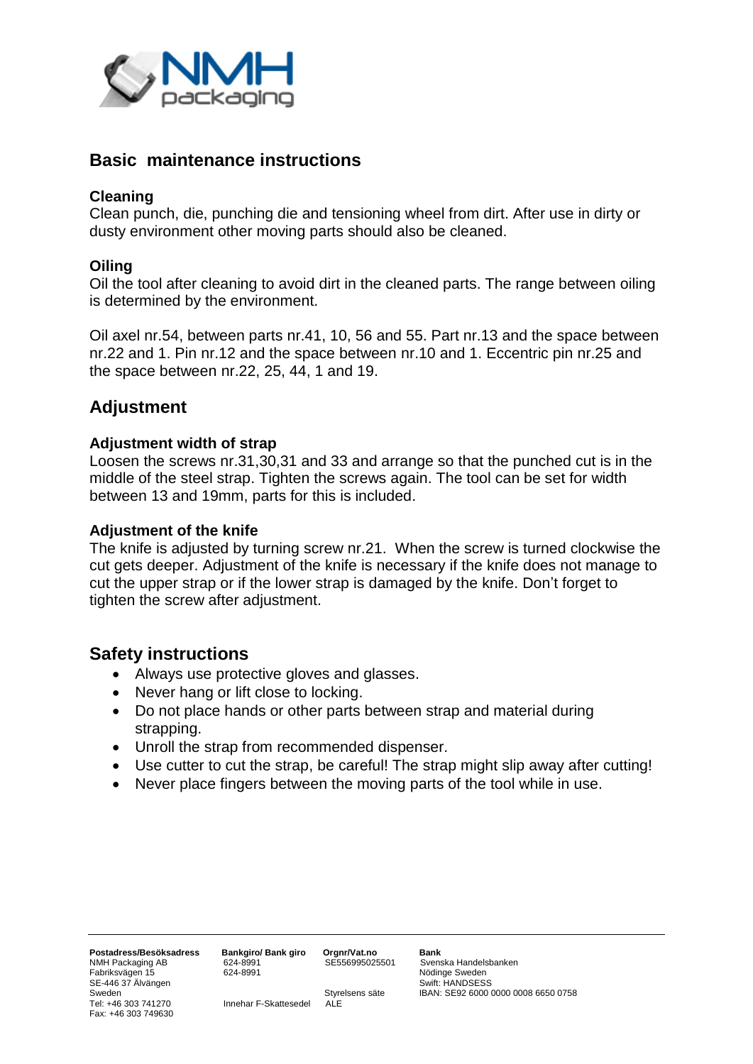## Basic maintenance instructions

### Cleaning

Clean punch, die, punching die and tensioning wheel from dirt. After use in dirty or dusty environment other moving parts should also be cleaned.

### Oiling

Oil the tool after cleaning to avoid dirt in the cleaned parts. The range between oiling is determined by the environment.

Oil axel nr.54, between parts nr.41, 10, 56 and 55. Part nr.13 and the space between nr.22 and 1. Pin nr.12 and the space between nr.10 and 1. Eccentric pin nr.25 and the space between nr.22, 25, 44, 1 and 19.

## Adjustment

### Adjustment width of strap

Loosen the screws nr.31,30,31 and 33 and arrange so that the punched cut is in the middle of the steel strap. Tighten the screws again. The tool can be set for width between 13 and 19mm, parts for this is included.

### Adjustment of the knife

The knife is adjusted by turning screw nr.21. When the screw is turned clockwise the cut gets deeper. Adjustment of the knife is necessary if the knife does not manage to cut the upper strap or if the lower strap is damaged by the knife. Don't forget to tighten the screw after adjustment.

## Safety instructions

- Always use protective gloves and glasses.
- Never hang or lift close to locking.
- Do not place hands or other parts between strap and material during strapping.
- Unroll the strap from recommended dispenser.
- Use cutter to cut the strap, be careful! The strap might slip away after cutting!
- Never place fingers between the moving parts of the tool while in use.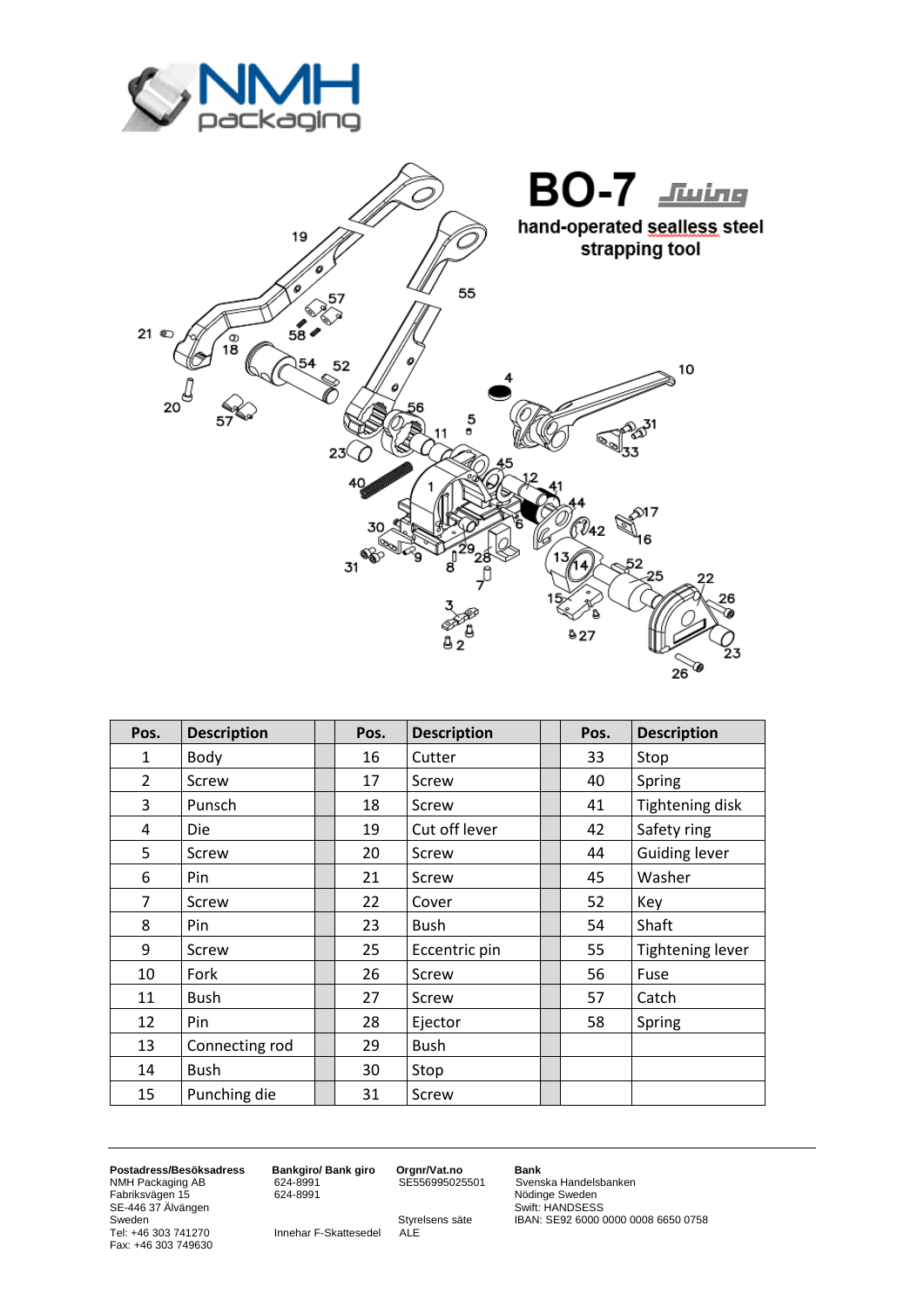# BO-7 Swing

hand-operated sealless steel strapping tool

| Pos. | Description | | Pos. | Description | | Pos. | Description |
|---|---|---|---|---|---|---|---|
| 1 | Body | | 16 | Cutter | | 33 | Stop |
| 2 | Screw | | 17 | Screw | | 40 | Spring |
| 3 | Punsch | | 18 | Screw | | 41 | Tightening disk |
| 4 | Die | | 19 | Cut off lever | | 42 | Safety ring |
| 5 | Screw | | 20 | Screw | | 44 | Guiding lever |
| 6 | Pin | | 21 | Screw | | 45 | Washer |
| 7 | Screw | | 22 | Cover | | 52 | Key |
| 8 | Pin | | 23 | Bush | | 54 | Shaft |
| 9 | Screw | | 25 | Eccentric pin | | 55 | Tightening lever |
| 10 | Fork | | 26 | Screw | | 56 | Fuse |
| 11 | Bush | | 27 | Screw | | 57 | Catch |
| 12 | Pin | | 28 | Ejector | | 58 | Spring |
| 13 | Connecting rod | | 29 | Bush | | | |
| 14 | Bush | | 30 | Stop | | | |
| 15 | Punching die | | 31 | Screw | | | |

**Postadress/Besöksadress**
NMH Packaging AB
Fabriksvägen 15
SE-446 37 Älvängen
Sweden
Tel: +46 303 741270
Fax: +46 303 749630

**Bankgiro/ Bank giro**
624-8991
624-8991

Innehar F-Skattesedel

**Orgnr/Vat.no**
SE556995025501

Styrelsens säte
ALE

**Bank**
Svenska Handelsbanken
Nödinge Sweden
Swift: HANDSESS
IBAN: SE92 6000 0000 0008 6650 0758